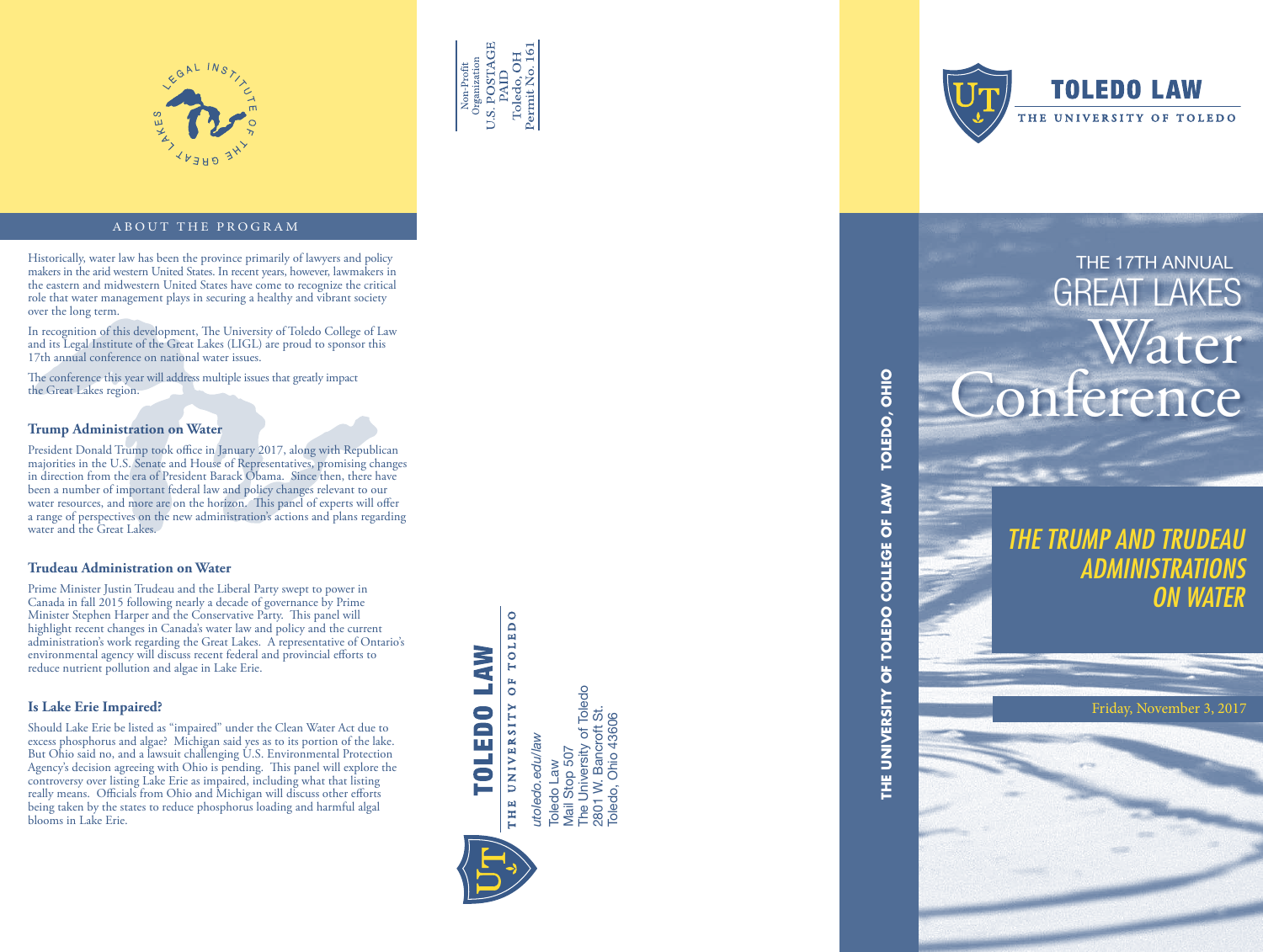LEGAL INSTITUTE OF THE GREAT LAKES

## ABOUT THE PROGRAM

Historically, water law has been the province primarily of lawyers and policy makers in the arid western United States. In recent years, however, lawmakers in the eastern and midwestern United States have come to recognize the critical role that water management plays in securing a healthy and vibrant society over the long term.

In recognition of this development, The University of Toledo College of Law and its Legal Institute of the Great Lakes (LIGL) are proud to sponsor this 17th annual conference on national water issues.

The conference this year will address multiple issues that greatly impact the Great Lakes region.

### Trump Administration on Water

President Donald Trump took office in January 2017, along with Republican majorities in the U.S. Senate and House of Representatives, promising changes in direction from the era of President Barack Obama. Since then, there have been a number of important federal law and policy changes relevant to our water resources, and more are on the horizon. This panel of experts will offer a range of perspectives on the new administration's actions and plans regarding water and the Great Lakes.

### Trudeau Administration on Water

Prime Minister Justin Trudeau and the Liberal Party swept to power in Canada in fall 2015 following nearly a decade of governance by Prime Minister Stephen Harper and the Conservative Party. This panel will highlight recent changes in Canada's water law and policy and the current administration's work regarding the Great Lakes. A representative of Ontario's environmental agency will discuss recent federal and provincial efforts to reduce nutrient pollution and algae in Lake Erie.

### Is Lake Erie Impaired?

Should Lake Erie be listed as "impaired" under the Clean Water Act due to excess phosphorus and algae? Michigan said yes as to its portion of the lake. But Ohio said no, and a lawsuit challenging U.S. Environmental Protection Agency's decision agreeing with Ohio is pending. This panel will explore the controversy over listing Lake Erie as impaired, including what that listing really means. Officials from Ohio and Michigan will discuss other efforts being taken by the states to reduce phosphorus loading and harmful algal blooms in Lake Erie.

Non-Profit Organization
U.S. POSTAGE
PAID
Toledo, OH
Permit No. 161

**TOLEDO LAW**
THE UNIVERSITY OF TOLEDO

*utoledo.edu/law*

Toledo Law
Mail Stop 507
The University of Toledo
2801 W. Bancroft St.
Toledo, Ohio 43606

**THE UNIVERSITY OF TOLEDO COLLEGE OF LAW TOLEDO, OHIO**

**TOLEDO LAW**
THE UNIVERSITY OF TOLEDO

# THE 17TH ANNUAL GREAT LAKES Water Conference

## *THE TRUMP AND TRUDEAU ADMINISTRATIONS ON WATER*

Friday, November 3, 2017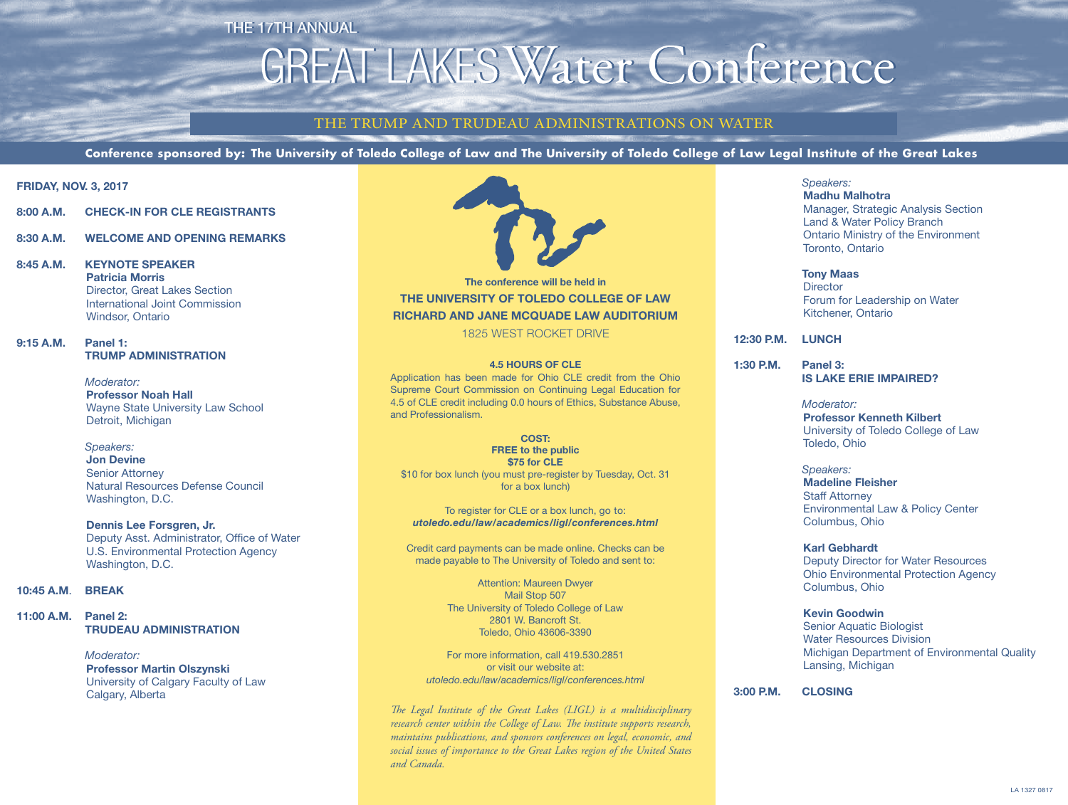THE 17TH ANNUAL

# GREAT LAKES Water Conference

## THE TRUMP AND TRUDEAU ADMINISTRATIONS ON WATER

**Conference sponsored by: The University of Toledo College of Law and The University of Toledo College of Law Legal Institute of the Great Lakes**

**FRIDAY, NOV. 3, 2017**

**8:00 A.M.** **CHECK-IN FOR CLE REGISTRANTS**

**8:30 A.M.** **WELCOME AND OPENING REMARKS**

**8:45 A.M.** **KEYNOTE SPEAKER**
**Patricia Morris**
Director, Great Lakes Section
International Joint Commission
Windsor, Ontario

**9:15 A.M.** **Panel 1:**
**TRUMP ADMINISTRATION**

*Moderator:*
**Professor Noah Hall**
Wayne State University Law School
Detroit, Michigan

*Speakers:*
**Jon Devine**
Senior Attorney
Natural Resources Defense Council
Washington, D.C.

**Dennis Lee Forsgren, Jr.**
Deputy Asst. Administrator, Office of Water
U.S. Environmental Protection Agency
Washington, D.C.

**10:45 A.M.** **BREAK**

**11:00 A.M.** **Panel 2:**
**TRUDEAU ADMINISTRATION**

*Moderator:*
**Professor Martin Olszynski**
University of Calgary Faculty of Law
Calgary, Alberta

*Speakers:*
**Madhu Malhotra**
Manager, Strategic Analysis Section
Land & Water Policy Branch
Ontario Ministry of the Environment
Toronto, Ontario

**Tony Maas**
Director
Forum for Leadership on Water
Kitchener, Ontario

**12:30 P.M.** **LUNCH**

**1:30 P.M.** **Panel 3:**
**IS LAKE ERIE IMPAIRED?**

*Moderator:*
**Professor Kenneth Kilbert**
University of Toledo College of Law
Toledo, Ohio

*Speakers:*
**Madeline Fleisher**
Staff Attorney
Environmental Law & Policy Center
Columbus, Ohio

**Karl Gebhardt**
Deputy Director for Water Resources
Ohio Environmental Protection Agency
Columbus, Ohio

**Kevin Goodwin**
Senior Aquatic Biologist
Water Resources Division
Michigan Department of Environmental Quality
Lansing, Michigan

**3:00 P.M.** **CLOSING**

**The conference will be held in**
**THE UNIVERSITY OF TOLEDO COLLEGE OF LAW**
**RICHARD AND JANE MCQUADE LAW AUDITORIUM**
1825 WEST ROCKET DRIVE

**4.5 HOURS OF CLE**
Application has been made for Ohio CLE credit from the Ohio Supreme Court Commission on Continuing Legal Education for 4.5 of CLE credit including 0.0 hours of Ethics, Substance Abuse, and Professionalism.

**COST:**
**FREE to the public**
**$75 for CLE**
$10 for box lunch (you must pre-register by Tuesday, Oct. 31 for a box lunch)

To register for CLE or a box lunch, go to:
***utoledo.edu/law/academics/ligl/conferences.html***

Credit card payments can be made online. Checks can be made payable to The University of Toledo and sent to:

Attention: Maureen Dwyer
Mail Stop 507
The University of Toledo College of Law
2801 W. Bancroft St.
Toledo, Ohio 43606-3390

For more information, call 419.530.2851
or visit our website at:
*utoledo.edu/law/academics/ligl/conferences.html*

*The Legal Institute of the Great Lakes (LIGL) is a multidisciplinary research center within the College of Law. The institute supports research, maintains publications, and sponsors conferences on legal, economic, and social issues of importance to the Great Lakes region of the United States and Canada.*

LA 1327 0817